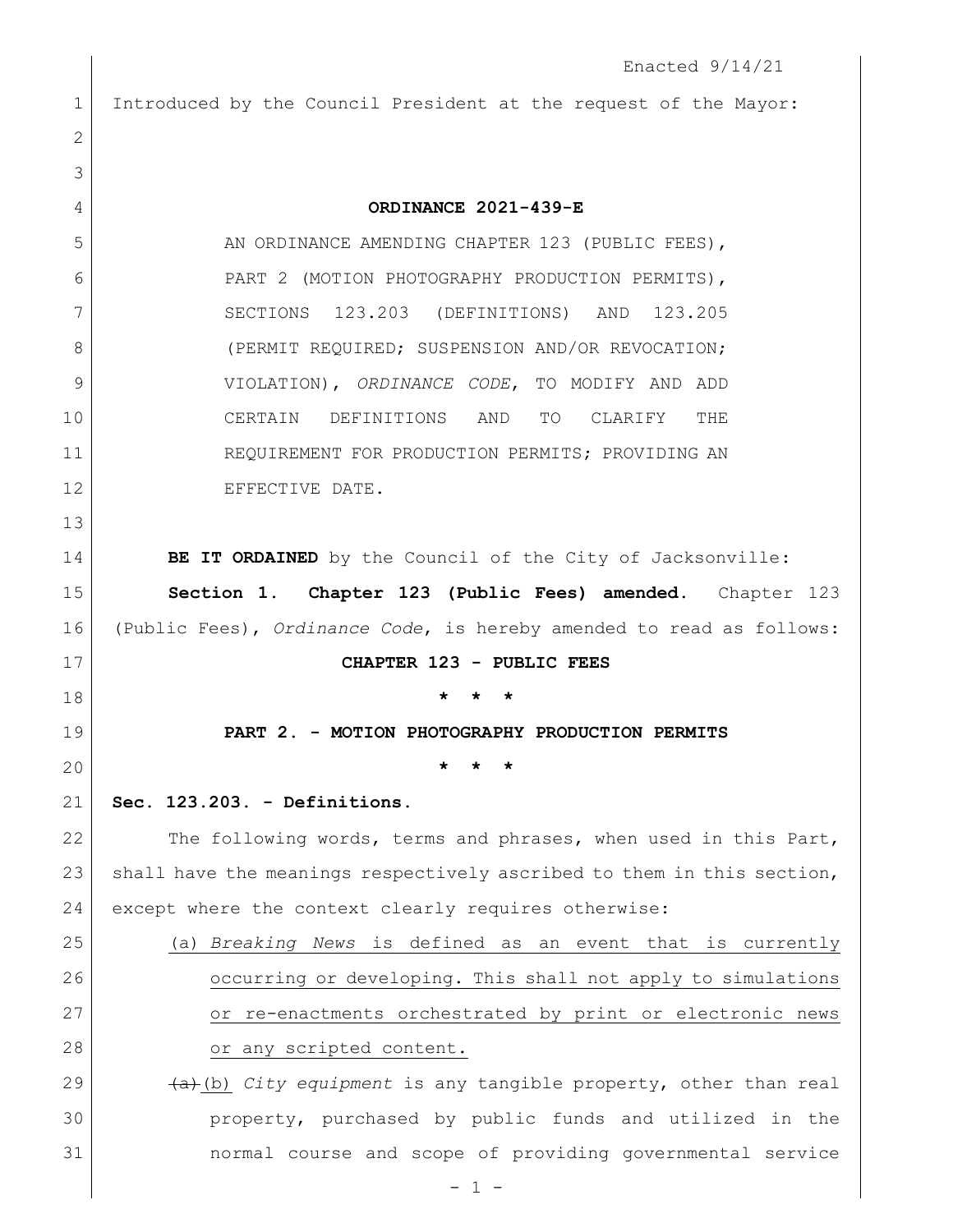Enacted 9/14/21

Introduced by the Council President at the request of the Mayor:

**ORDINANCE 2021-439-E**

AN ORDINANCE AMENDING CHAPTER 123 (PUBLIC FEES), PART 2 (MOTION PHOTOGRAPHY PRODUCTION PERMITS), SECTIONS 123.203 (DEFINITIONS) AND 123.205 (PERMIT REQUIRED; SUSPENSION AND/OR REVOCATION; VIOLATION), *ORDINANCE CODE*, TO MODIFY AND ADD CERTAIN DEFINITIONS AND TO CLARIFY THE REQUIREMENT FOR PRODUCTION PERMITS; PROVIDING AN EFFECTIVE DATE.

**BE IT ORDAINED** by the Council of the City of Jacksonville:

**Section 1. Chapter 123 (Public Fees) amended.** Chapter 123 (Public Fees), *Ordinance Code*, is hereby amended to read as follows:

**CHAPTER 123 - PUBLIC FEES**

**\* \* \***

**PART 2. - MOTION PHOTOGRAPHY PRODUCTION PERMITS**

**\* \* \***

**Sec. 123.203. - Definitions.**

The following words, terms and phrases, when used in this Part, shall have the meanings respectively ascribed to them in this section, except where the context clearly requires otherwise:

(a) *Breaking News* is defined as an event that is currently occurring or developing. This shall not apply to simulations or re-enactments orchestrated by print or electronic news or any scripted content.

~~(a)~~ (b) *City equipment* is any tangible property, other than real property, purchased by public funds and utilized in the normal course and scope of providing governmental service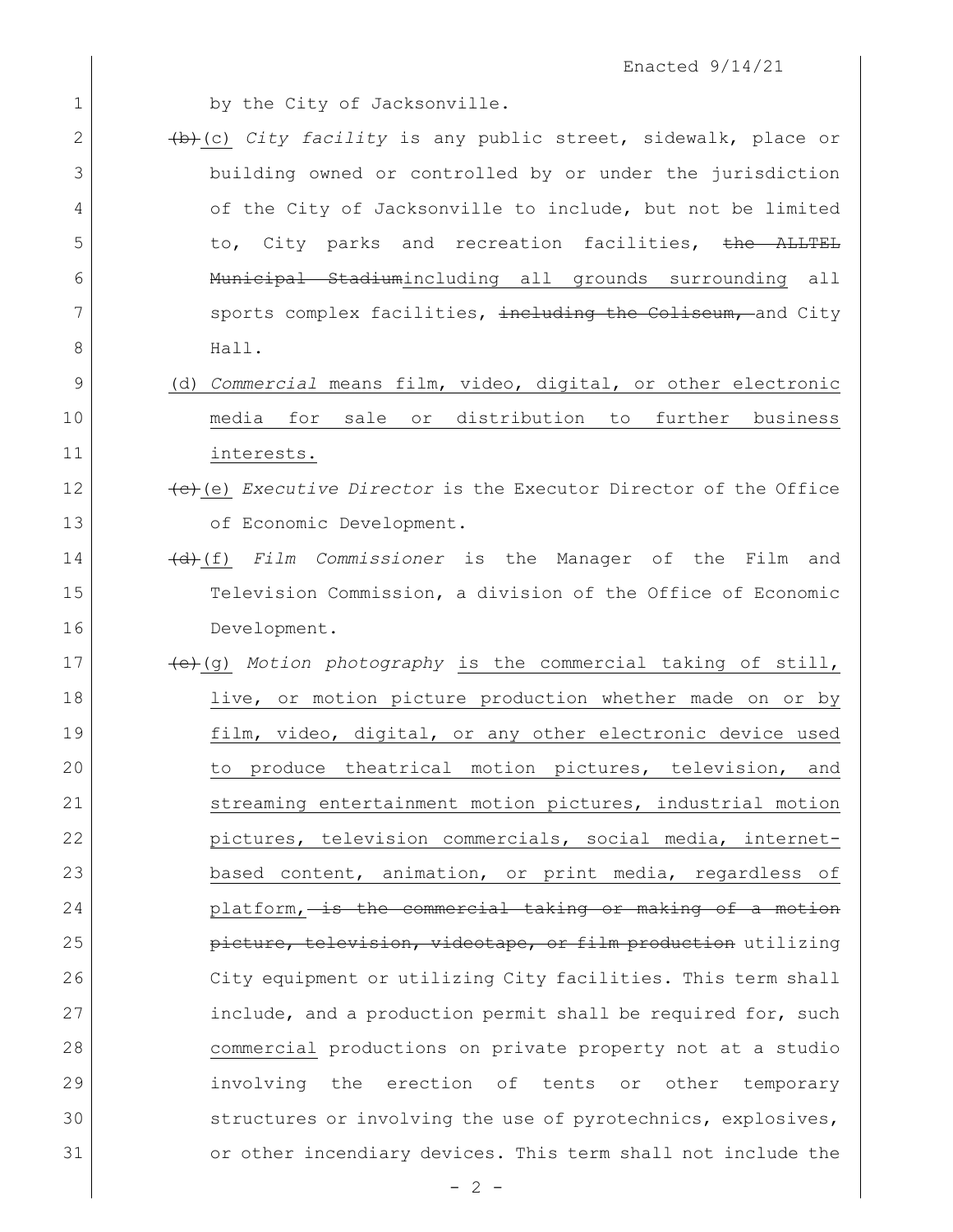by the City of Jacksonville.

~~(b)~~(c) *City facility* is any public street, sidewalk, place or building owned or controlled by or under the jurisdiction of the City of Jacksonville to include, but not be limited to, City parks and recreation facilities, ~~the ALLTEL Municipal Stadium~~including all grounds surrounding all sports complex facilities, ~~including the Coliseum,~~ and City Hall.

(d) *Commercial* means film, video, digital, or other electronic media for sale or distribution to further business interests.

~~(c)~~(e) *Executive Director* is the Executor Director of the Office of Economic Development.

~~(d)~~(f) *Film Commissioner* is the Manager of the Film and Television Commission, a division of the Office of Economic Development.

~~(e)~~(g) *Motion photography* is the commercial taking of still, live, or motion picture production whether made on or by film, video, digital, or any other electronic device used to produce theatrical motion pictures, television, and streaming entertainment motion pictures, industrial motion pictures, television commercials, social media, internet-based content, animation, or print media, regardless of platform, ~~is the commercial taking or making of a motion picture, television, videotape, or film production~~ utilizing City equipment or utilizing City facilities. This term shall include, and a production permit shall be required for, such commercial productions on private property not at a studio involving the erection of tents or other temporary structures or involving the use of pyrotechnics, explosives, or other incendiary devices. This term shall not include the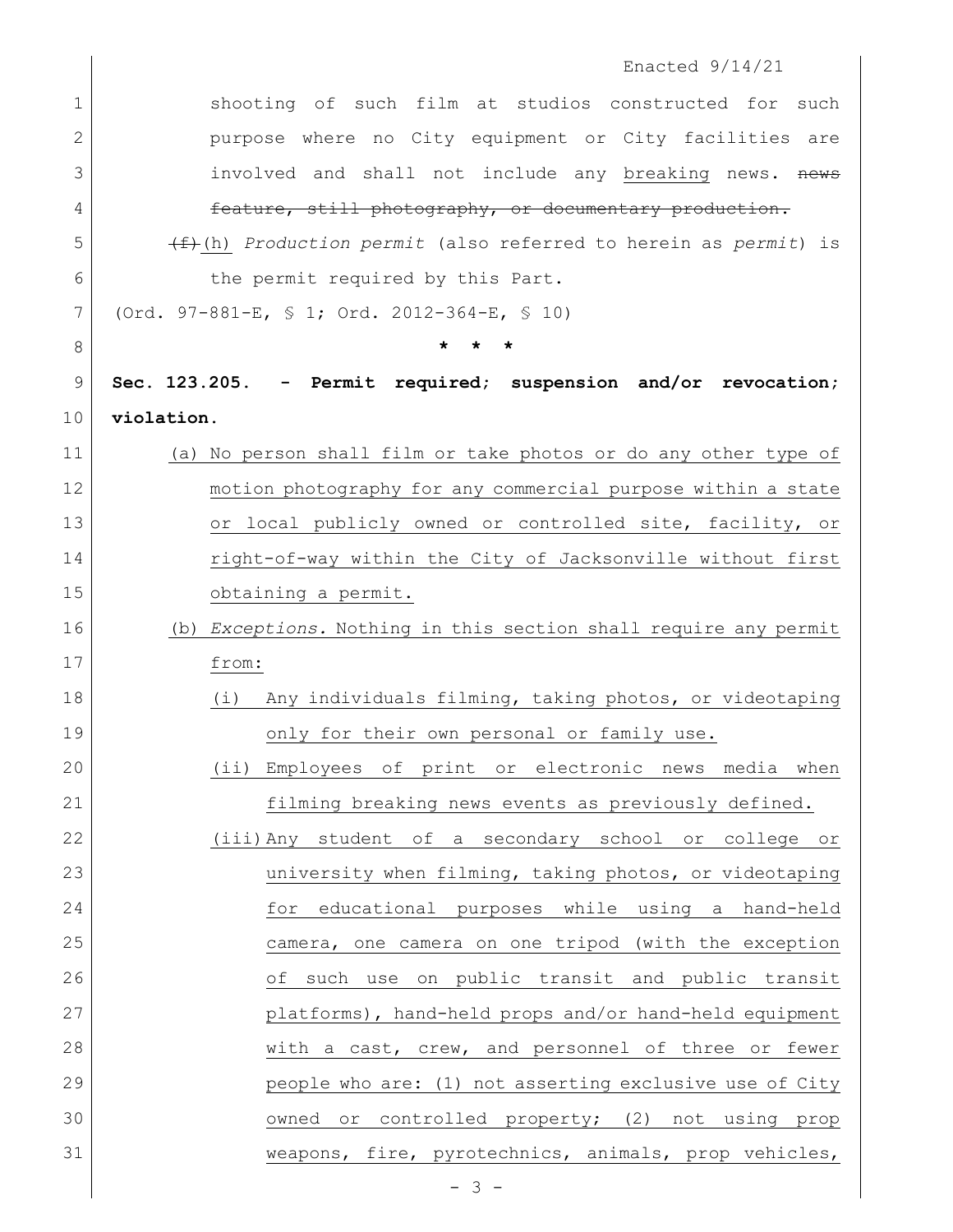shooting of such film at studios constructed for such purpose where no City equipment or City facilities are involved and shall not include any <u>breaking</u> news. ~~news feature, still photography, or documentary production.~~

~~(f)~~<u>(h)</u> *Production permit* (also referred to herein as *permit*) is the permit required by this Part.

(Ord. 97-881-E, § 1; Ord. 2012-364-E, § 10)

\* \* \*

**Sec. 123.205. - Permit required; suspension and/or revocation; violation.**

<u>(a) No person shall film or take photos or do any other type of motion photography for any commercial purpose within a state or local publicly owned or controlled site, facility, or right-of-way within the City of Jacksonville without first obtaining a permit.</u>

<u>(b)</u> *<u>Exceptions.</u>* <u>Nothing in this section shall require any permit from:</u>

<u>(i) Any individuals filming, taking photos, or videotaping only for their own personal or family use.</u>

<u>(ii) Employees of print or electronic news media when filming breaking news events as previously defined.</u>

<u>(iii) Any student of a secondary school or college or university when filming, taking photos, or videotaping for educational purposes while using a hand-held camera, one camera on one tripod (with the exception of such use on public transit and public transit platforms), hand-held props and/or hand-held equipment with a cast, crew, and personnel of three or fewer people who are: (1) not asserting exclusive use of City owned or controlled property; (2) not using prop weapons, fire, pyrotechnics, animals, prop vehicles,</u>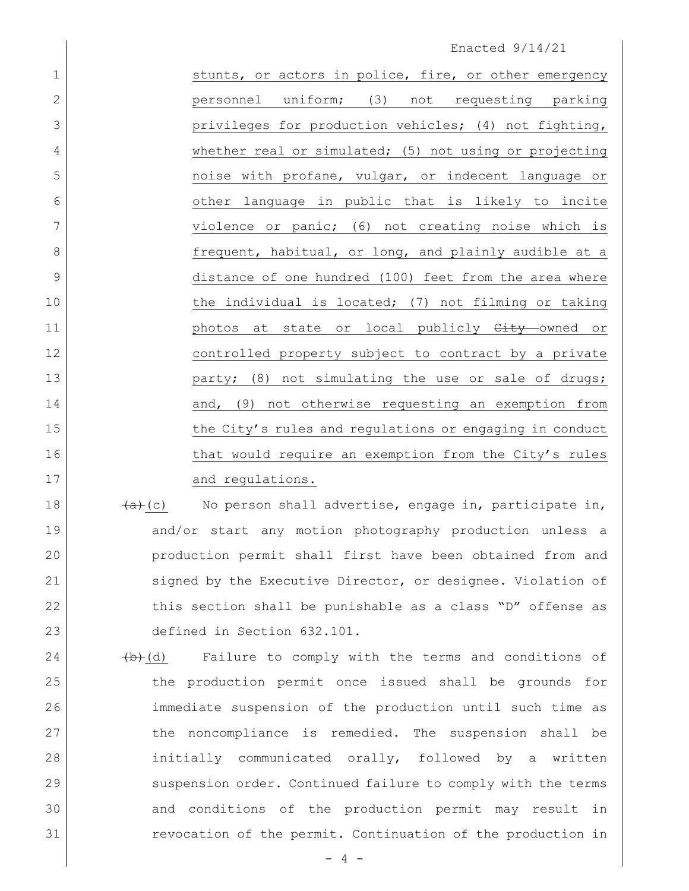stunts, or actors in police, fire, or other emergency personnel uniform; (3) not requesting parking privileges for production vehicles; (4) not fighting, whether real or simulated; (5) not using or projecting noise with profane, vulgar, or indecent language or other language in public that is likely to incite violence or panic; (6) not creating noise which is frequent, habitual, or long, and plainly audible at a distance of one hundred (100) feet from the area where the individual is located; (7) not filming or taking photos at state or local publicly ~~City~~ owned or controlled property subject to contract by a private party; (8) not simulating the use or sale of drugs; and, (9) not otherwise requesting an exemption from the City's rules and regulations or engaging in conduct that would require an exemption from the City's rules and regulations.

~~(a)~~(c) No person shall advertise, engage in, participate in, and/or start any motion photography production unless a production permit shall first have been obtained from and signed by the Executive Director, or designee. Violation of this section shall be punishable as a class "D" offense as defined in Section 632.101.

~~(b)~~(d) Failure to comply with the terms and conditions of the production permit once issued shall be grounds for immediate suspension of the production until such time as the noncompliance is remedied. The suspension shall be initially communicated orally, followed by a written suspension order. Continued failure to comply with the terms and conditions of the production permit may result in revocation of the permit. Continuation of the production in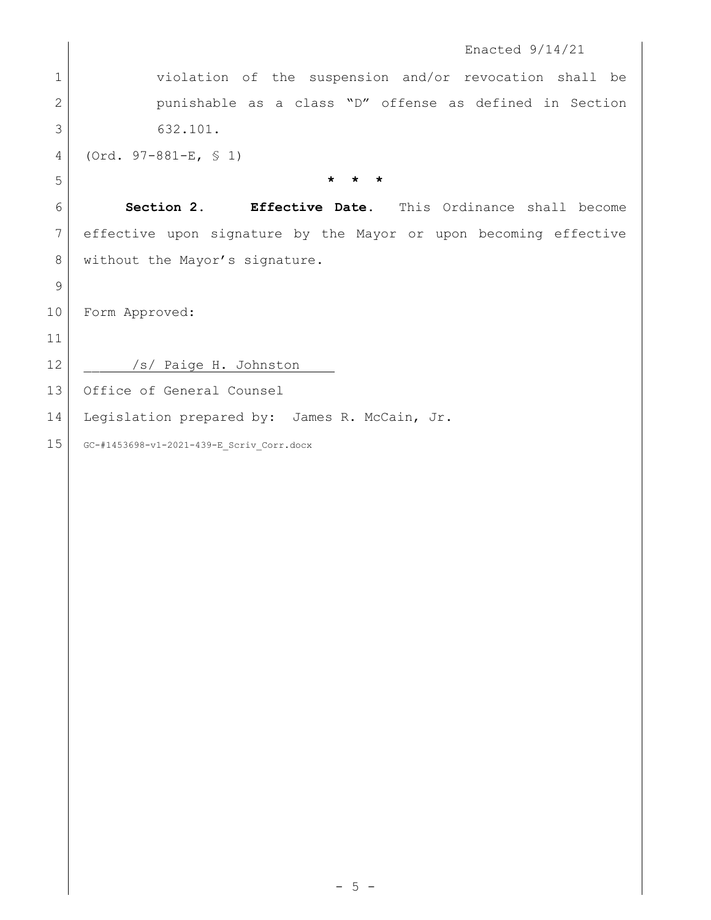violation of the suspension and/or revocation shall be punishable as a class "D" offense as defined in Section 632.101.

(Ord. 97-881-E, § 1)

\* \* \*

**Section 2. Effective Date.** This Ordinance shall become effective upon signature by the Mayor or upon becoming effective without the Mayor's signature.

Form Approved:

/s/ Paige H. Johnston

Office of General Counsel

Legislation prepared by: James R. McCain, Jr.

GC-#1453698-v1-2021-439-E_Scriv_Corr.docx